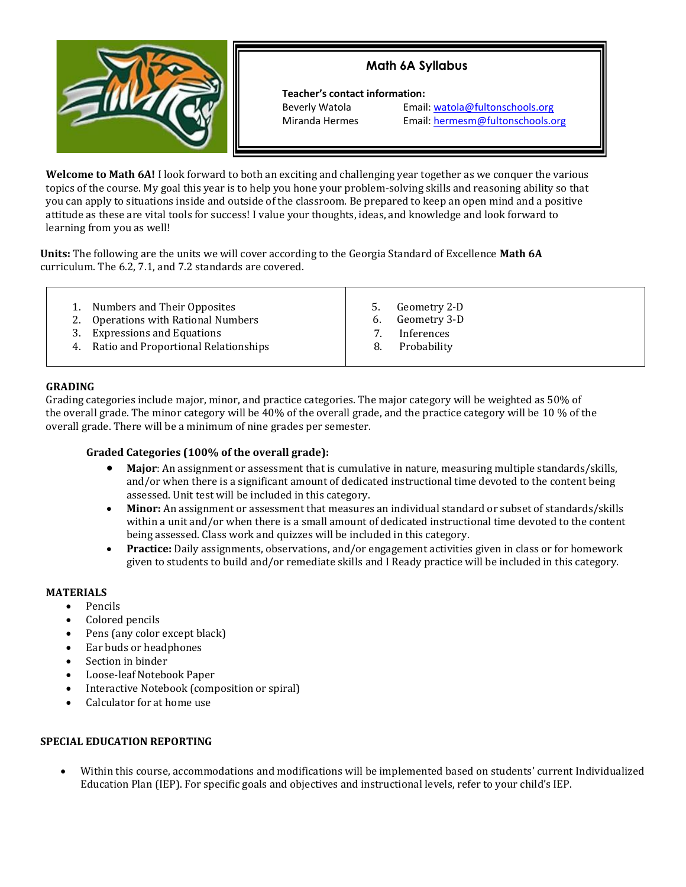# Math 6A Syllabus

**Teacher's contact information:**

| | |
|---|---|
| Beverly Watola | Email: watola@fultonschools.org |
| Miranda Hermes | Email: hermesm@fultonschools.org |

**Welcome to Math 6A!** I look forward to both an exciting and challenging year together as we conquer the various topics of the course. My goal this year is to help you hone your problem-solving skills and reasoning ability so that you can apply to situations inside and outside of the classroom. Be prepared to keep an open mind and a positive attitude as these are vital tools for success! I value your thoughts, ideas, and knowledge and look forward to learning from you as well!

**Units:** The following are the units we will cover according to the Georgia Standard of Excellence **Math 6A** curriculum. The 6.2, 7.1, and 7.2 standards are covered.

1. Numbers and Their Opposites
2. Operations with Rational Numbers
3. Expressions and Equations
4. Ratio and Proportional Relationships
5. Geometry 2-D
6. Geometry 3-D
7. Inferences
8. Probability

## GRADING

Grading categories include major, minor, and practice categories. The major category will be weighted as 50% of the overall grade. The minor category will be 40% of the overall grade, and the practice category will be 10 % of the overall grade. There will be a minimum of nine grades per semester.

### Graded Categories (100% of the overall grade):

- **Major**: An assignment or assessment that is cumulative in nature, measuring multiple standards/skills, and/or when there is a significant amount of dedicated instructional time devoted to the content being assessed. Unit test will be included in this category.
- **Minor:** An assignment or assessment that measures an individual standard or subset of standards/skills within a unit and/or when there is a small amount of dedicated instructional time devoted to the content being assessed. Class work and quizzes will be included in this category.
- **Practice:** Daily assignments, observations, and/or engagement activities given in class or for homework given to students to build and/or remediate skills and I Ready practice will be included in this category.

## MATERIALS

- Pencils
- Colored pencils
- Pens (any color except black)
- Ear buds or headphones
- Section in binder
- Loose-leaf Notebook Paper
- Interactive Notebook (composition or spiral)
- Calculator for at home use

## SPECIAL EDUCATION REPORTING

- Within this course, accommodations and modifications will be implemented based on students' current Individualized Education Plan (IEP). For specific goals and objectives and instructional levels, refer to your child's IEP.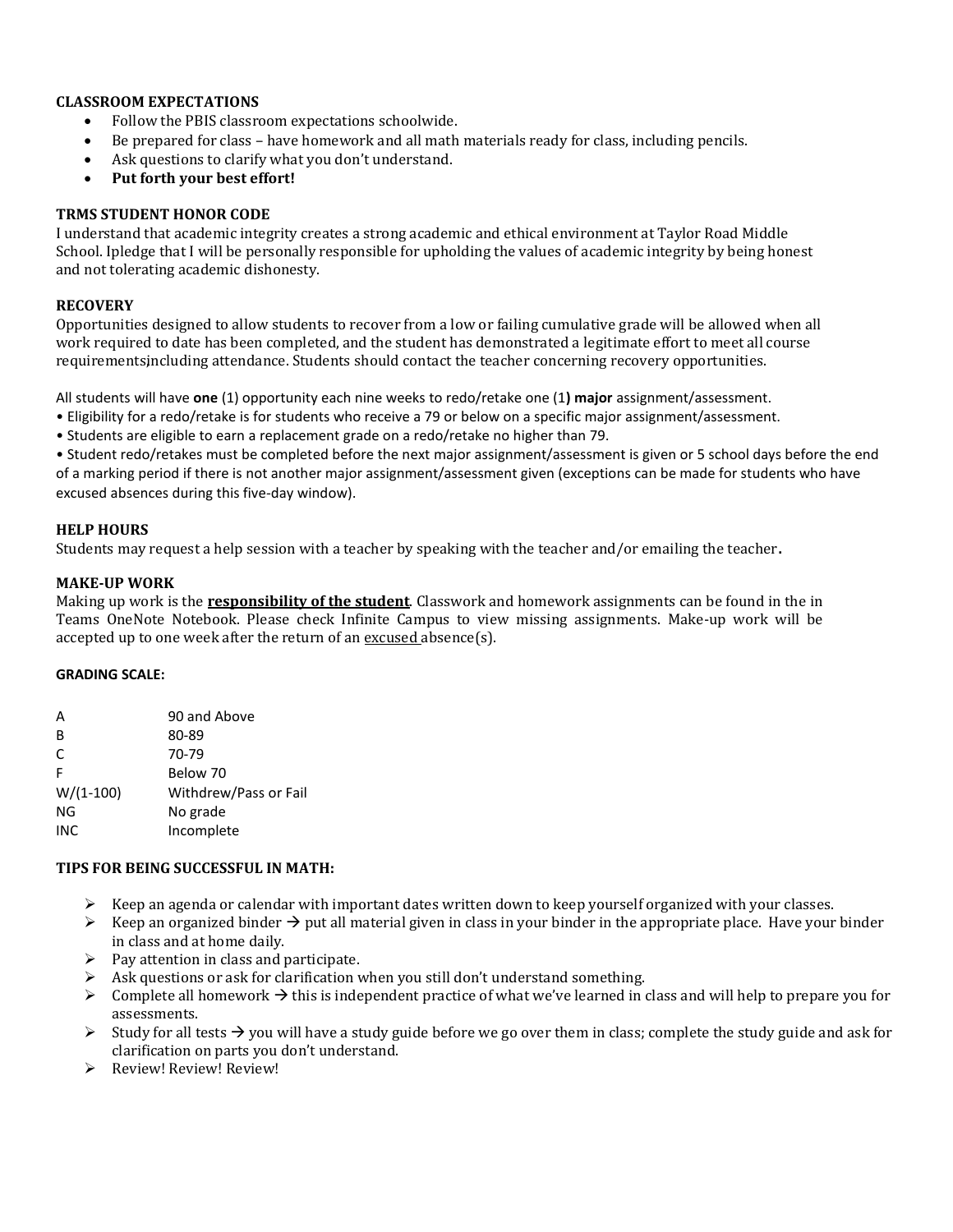## CLASSROOM EXPECTATIONS

- Follow the PBIS classroom expectations schoolwide.
- Be prepared for class – have homework and all math materials ready for class, including pencils.
- Ask questions to clarify what you don't understand.
- **Put forth your best effort!**

## TRMS STUDENT HONOR CODE

I understand that academic integrity creates a strong academic and ethical environment at Taylor Road Middle School. Ipledge that I will be personally responsible for upholding the values of academic integrity by being honest and not tolerating academic dishonesty.

## RECOVERY

Opportunities designed to allow students to recover from a low or failing cumulative grade will be allowed when all work required to date has been completed, and the student has demonstrated a legitimate effort to meet all course requirements,including attendance. Students should contact the teacher concerning recovery opportunities.

All students will have **one** (1) opportunity each nine weeks to redo/retake one (1**) major** assignment/assessment.

- Eligibility for a redo/retake is for students who receive a 79 or below on a specific major assignment/assessment.
- Students are eligible to earn a replacement grade on a redo/retake no higher than 79.
- Student redo/retakes must be completed before the next major assignment/assessment is given or 5 school days before the end of a marking period if there is not another major assignment/assessment given (exceptions can be made for students who have excused absences during this five-day window).

## HELP HOURS

Students may request a help session with a teacher by speaking with the teacher and/or emailing the teacher**.**

## MAKE-UP WORK

Making up work is the **responsibility of the student**. Classwork and homework assignments can be found in the in Teams OneNote Notebook. Please check Infinite Campus to view missing assignments. Make-up work will be accepted up to one week after the return of an excused absence(s).

## GRADING SCALE:

| | |
|---|---|
| A | 90 and Above |
| B | 80-89 |
| C | 70-79 |
| F | Below 70 |
| W/(1-100) | Withdrew/Pass or Fail |
| NG | No grade |
| INC | Incomplete |

## TIPS FOR BEING SUCCESSFUL IN MATH:

- Keep an agenda or calendar with important dates written down to keep yourself organized with your classes.
- Keep an organized binder → put all material given in class in your binder in the appropriate place. Have your binder in class and at home daily.
- Pay attention in class and participate.
- Ask questions or ask for clarification when you still don't understand something.
- Complete all homework → this is independent practice of what we've learned in class and will help to prepare you for assessments.
- Study for all tests → you will have a study guide before we go over them in class; complete the study guide and ask for clarification on parts you don't understand.
- Review! Review! Review!